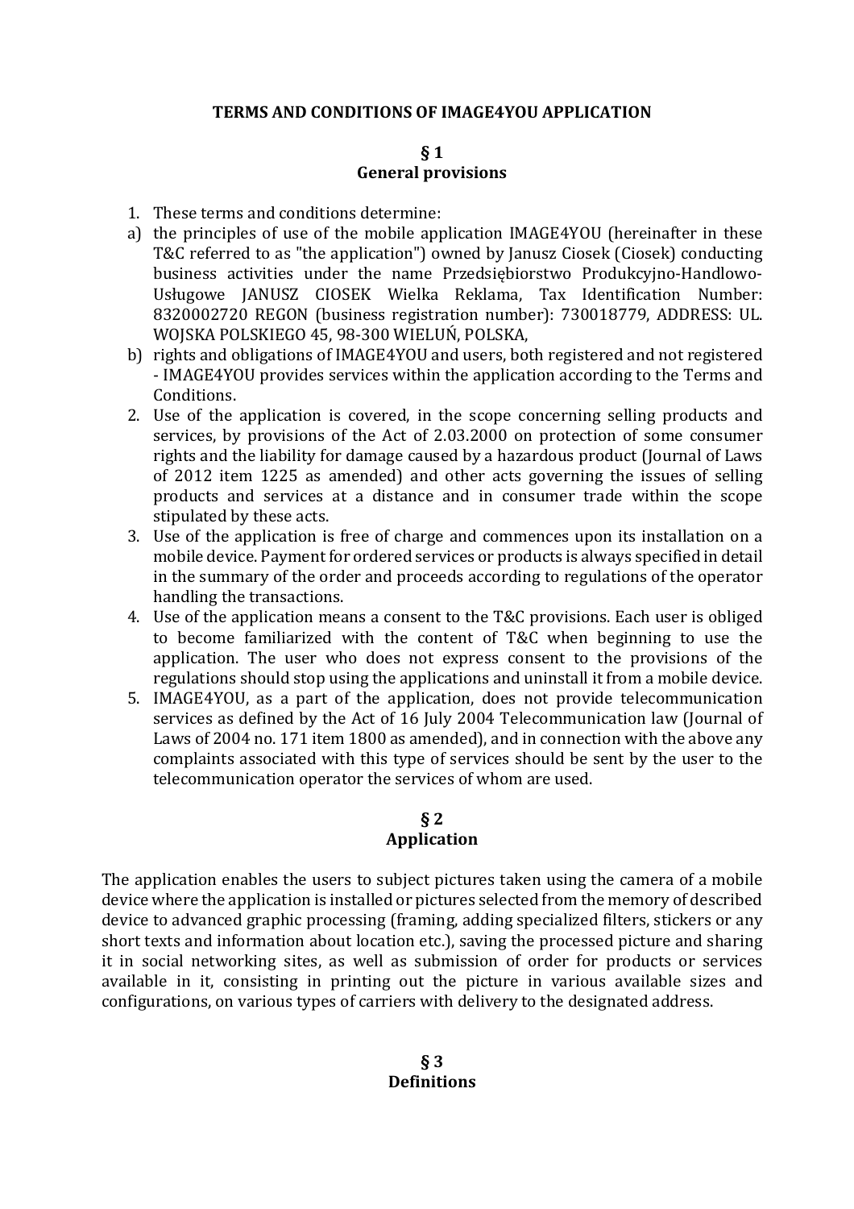# TERMS AND CONDITIONS OF IMAGE4YOU APPLICATION

## § 1
## General provisions

1. These terms and conditions determine:
a) the principles of use of the mobile application IMAGE4YOU (hereinafter in these T&C referred to as "the application") owned by Janusz Ciosek (Ciosek) conducting business activities under the name Przedsiębiorstwo Produkcyjno-Handlowo-Usługowe JANUSZ CIOSEK Wielka Reklama, Tax Identification Number: 8320002720 REGON (business registration number): 730018779, ADDRESS: UL. WOJSKA POLSKIEGO 45, 98-300 WIELUŃ, POLSKA,
b) rights and obligations of IMAGE4YOU and users, both registered and not registered - IMAGE4YOU provides services within the application according to the Terms and Conditions.
2. Use of the application is covered, in the scope concerning selling products and services, by provisions of the Act of 2.03.2000 on protection of some consumer rights and the liability for damage caused by a hazardous product (Journal of Laws of 2012 item 1225 as amended) and other acts governing the issues of selling products and services at a distance and in consumer trade within the scope stipulated by these acts.
3. Use of the application is free of charge and commences upon its installation on a mobile device. Payment for ordered services or products is always specified in detail in the summary of the order and proceeds according to regulations of the operator handling the transactions.
4. Use of the application means a consent to the T&C provisions. Each user is obliged to become familiarized with the content of T&C when beginning to use the application. The user who does not express consent to the provisions of the regulations should stop using the applications and uninstall it from a mobile device.
5. IMAGE4YOU, as a part of the application, does not provide telecommunication services as defined by the Act of 16 July 2004 Telecommunication law (Journal of Laws of 2004 no. 171 item 1800 as amended), and in connection with the above any complaints associated with this type of services should be sent by the user to the telecommunication operator the services of whom are used.

## § 2
## Application

The application enables the users to subject pictures taken using the camera of a mobile device where the application is installed or pictures selected from the memory of described device to advanced graphic processing (framing, adding specialized filters, stickers or any short texts and information about location etc.), saving the processed picture and sharing it in social networking sites, as well as submission of order for products or services available in it, consisting in printing out the picture in various available sizes and configurations, on various types of carriers with delivery to the designated address.

## § 3
## Definitions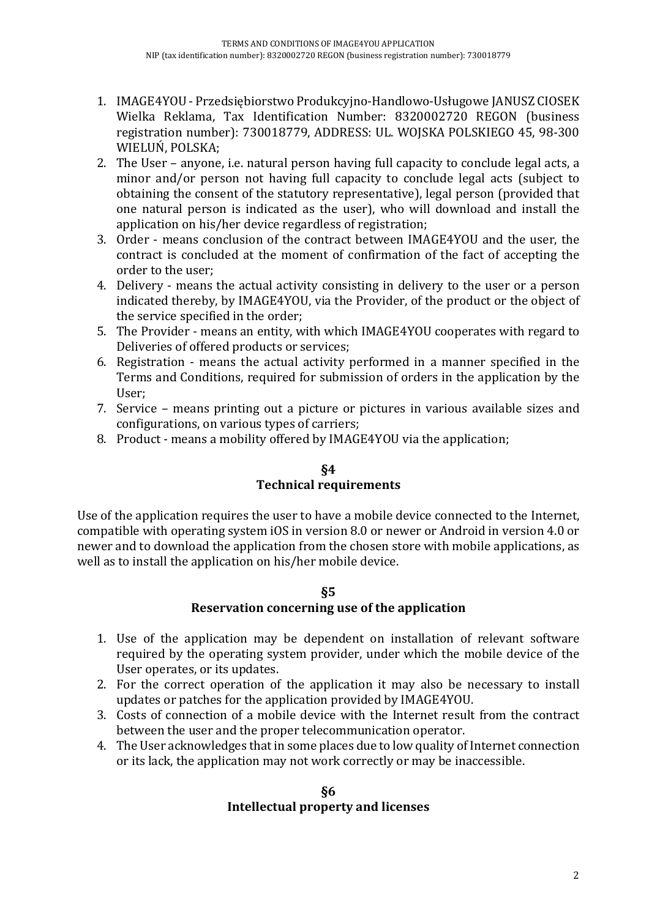1. IMAGE4YOU - Przedsiębiorstwo Produkcyjno-Handlowo-Usługowe JANUSZ CIOSEK Wielka Reklama, Tax Identification Number: 8320002720 REGON (business registration number): 730018779, ADDRESS: UL. WOJSKA POLSKIEGO 45, 98-300 WIELUŃ, POLSKA;
2. The User – anyone, i.e. natural person having full capacity to conclude legal acts, a minor and/or person not having full capacity to conclude legal acts (subject to obtaining the consent of the statutory representative), legal person (provided that one natural person is indicated as the user), who will download and install the application on his/her device regardless of registration;
3. Order - means conclusion of the contract between IMAGE4YOU and the user, the contract is concluded at the moment of confirmation of the fact of accepting the order to the user;
4. Delivery - means the actual activity consisting in delivery to the user or a person indicated thereby, by IMAGE4YOU, via the Provider, of the product or the object of the service specified in the order;
5. The Provider - means an entity, with which IMAGE4YOU cooperates with regard to Deliveries of offered products or services;
6. Registration - means the actual activity performed in a manner specified in the Terms and Conditions, required for submission of orders in the application by the User;
7. Service – means printing out a picture or pictures in various available sizes and configurations, on various types of carriers;
8. Product - means a mobility offered by IMAGE4YOU via the application;

## §4
## Technical requirements

Use of the application requires the user to have a mobile device connected to the Internet, compatible with operating system iOS in version 8.0 or newer or Android in version 4.0 or newer and to download the application from the chosen store with mobile applications, as well as to install the application on his/her mobile device.

## §5
## Reservation concerning use of the application

1. Use of the application may be dependent on installation of relevant software required by the operating system provider, under which the mobile device of the User operates, or its updates.
2. For the correct operation of the application it may also be necessary to install updates or patches for the application provided by IMAGE4YOU.
3. Costs of connection of a mobile device with the Internet result from the contract between the user and the proper telecommunication operator.
4. The User acknowledges that in some places due to low quality of Internet connection or its lack, the application may not work correctly or may be inaccessible.

## §6
## Intellectual property and licenses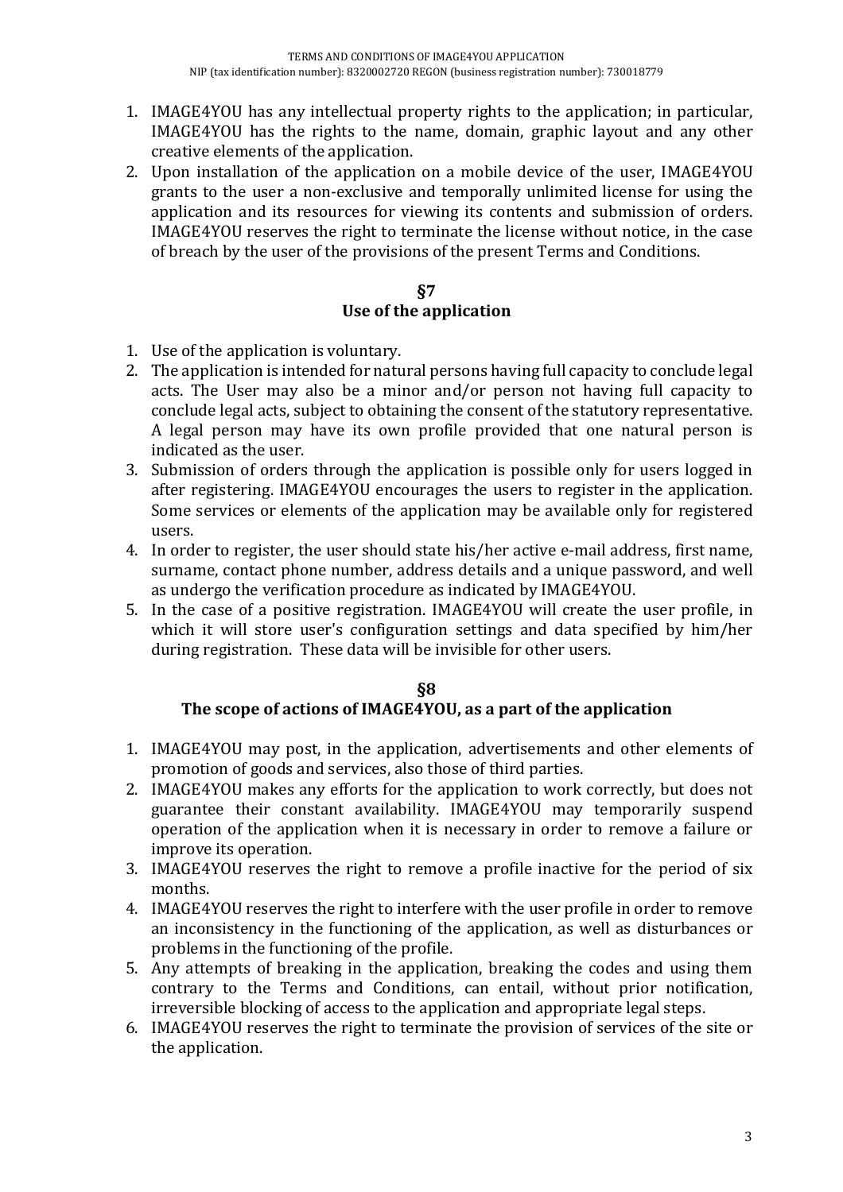1. IMAGE4YOU has any intellectual property rights to the application; in particular, IMAGE4YOU has the rights to the name, domain, graphic layout and any other creative elements of the application.
2. Upon installation of the application on a mobile device of the user, IMAGE4YOU grants to the user a non-exclusive and temporally unlimited license for using the application and its resources for viewing its contents and submission of orders. IMAGE4YOU reserves the right to terminate the license without notice, in the case of breach by the user of the provisions of the present Terms and Conditions.

## §7
## Use of the application

1. Use of the application is voluntary.
2. The application is intended for natural persons having full capacity to conclude legal acts. The User may also be a minor and/or person not having full capacity to conclude legal acts, subject to obtaining the consent of the statutory representative. A legal person may have its own profile provided that one natural person is indicated as the user.
3. Submission of orders through the application is possible only for users logged in after registering. IMAGE4YOU encourages the users to register in the application. Some services or elements of the application may be available only for registered users.
4. In order to register, the user should state his/her active e-mail address, first name, surname, contact phone number, address details and a unique password, and well as undergo the verification procedure as indicated by IMAGE4YOU.
5. In the case of a positive registration. IMAGE4YOU will create the user profile, in which it will store user's configuration settings and data specified by him/her during registration. These data will be invisible for other users.

## §8
## The scope of actions of IMAGE4YOU, as a part of the application

1. IMAGE4YOU may post, in the application, advertisements and other elements of promotion of goods and services, also those of third parties.
2. IMAGE4YOU makes any efforts for the application to work correctly, but does not guarantee their constant availability. IMAGE4YOU may temporarily suspend operation of the application when it is necessary in order to remove a failure or improve its operation.
3. IMAGE4YOU reserves the right to remove a profile inactive for the period of six months.
4. IMAGE4YOU reserves the right to interfere with the user profile in order to remove an inconsistency in the functioning of the application, as well as disturbances or problems in the functioning of the profile.
5. Any attempts of breaking in the application, breaking the codes and using them contrary to the Terms and Conditions, can entail, without prior notification, irreversible blocking of access to the application and appropriate legal steps.
6. IMAGE4YOU reserves the right to terminate the provision of services of the site or the application.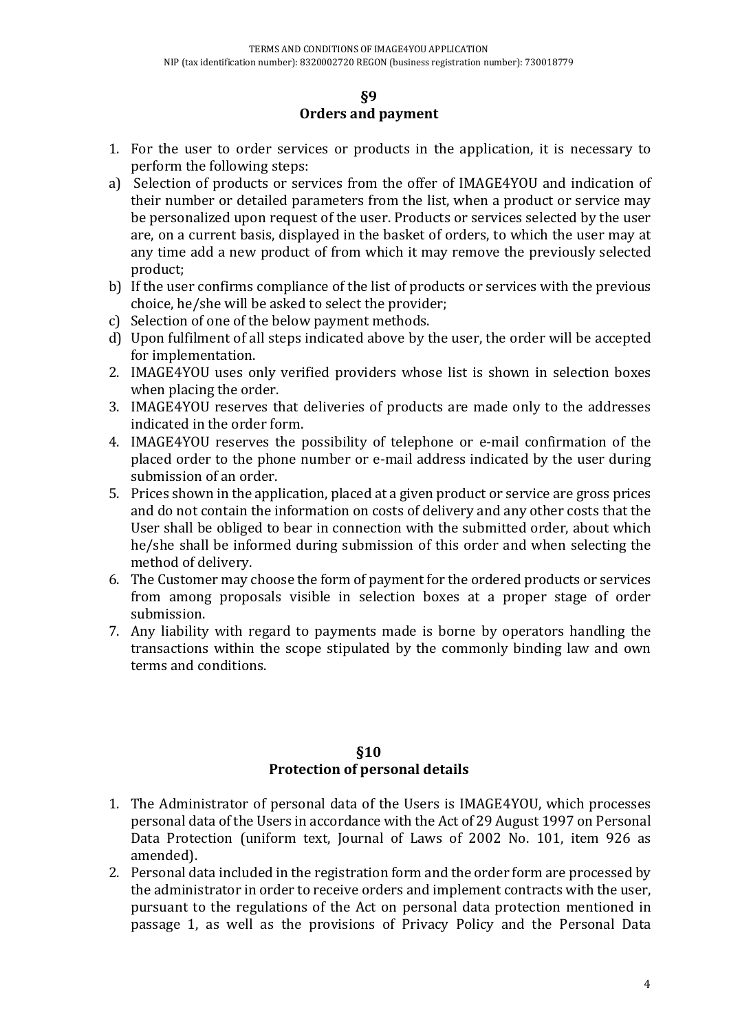## §9
## Orders and payment

1. For the user to order services or products in the application, it is necessary to perform the following steps:

a) Selection of products or services from the offer of IMAGE4YOU and indication of their number or detailed parameters from the list, when a product or service may be personalized upon request of the user. Products or services selected by the user are, on a current basis, displayed in the basket of orders, to which the user may at any time add a new product of from which it may remove the previously selected product;

b) If the user confirms compliance of the list of products or services with the previous choice, he/she will be asked to select the provider;

c) Selection of one of the below payment methods.

d) Upon fulfilment of all steps indicated above by the user, the order will be accepted for implementation.

2. IMAGE4YOU uses only verified providers whose list is shown in selection boxes when placing the order.
3. IMAGE4YOU reserves that deliveries of products are made only to the addresses indicated in the order form.
4. IMAGE4YOU reserves the possibility of telephone or e-mail confirmation of the placed order to the phone number or e-mail address indicated by the user during submission of an order.
5. Prices shown in the application, placed at a given product or service are gross prices and do not contain the information on costs of delivery and any other costs that the User shall be obliged to bear in connection with the submitted order, about which he/she shall be informed during submission of this order and when selecting the method of delivery.
6. The Customer may choose the form of payment for the ordered products or services from among proposals visible in selection boxes at a proper stage of order submission.
7. Any liability with regard to payments made is borne by operators handling the transactions within the scope stipulated by the commonly binding law and own terms and conditions.

## §10
## Protection of personal details

1. The Administrator of personal data of the Users is IMAGE4YOU, which processes personal data of the Users in accordance with the Act of 29 August 1997 on Personal Data Protection (uniform text, Journal of Laws of 2002 No. 101, item 926 as amended).
2. Personal data included in the registration form and the order form are processed by the administrator in order to receive orders and implement contracts with the user, pursuant to the regulations of the Act on personal data protection mentioned in passage 1, as well as the provisions of Privacy Policy and the Personal Data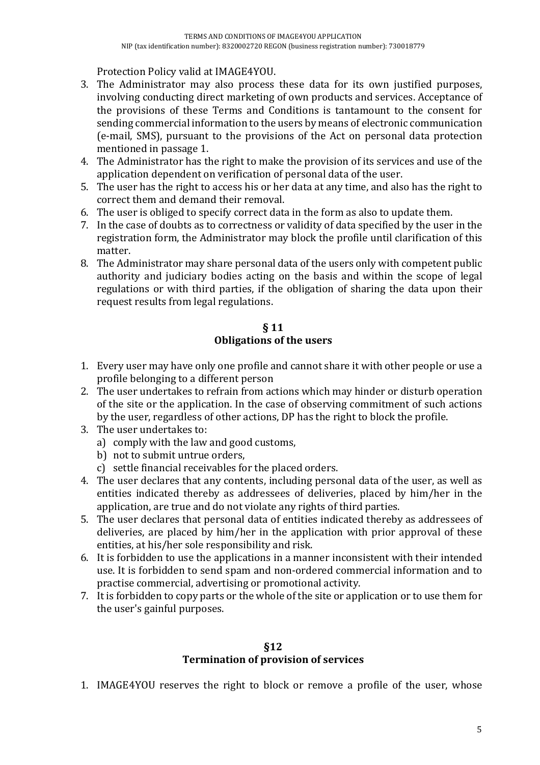Protection Policy valid at IMAGE4YOU.

3. The Administrator may also process these data for its own justified purposes, involving conducting direct marketing of own products and services. Acceptance of the provisions of these Terms and Conditions is tantamount to the consent for sending commercial information to the users by means of electronic communication (e-mail, SMS), pursuant to the provisions of the Act on personal data protection mentioned in passage 1.
4. The Administrator has the right to make the provision of its services and use of the application dependent on verification of personal data of the user.
5. The user has the right to access his or her data at any time, and also has the right to correct them and demand their removal.
6. The user is obliged to specify correct data in the form as also to update them.
7. In the case of doubts as to correctness or validity of data specified by the user in the registration form, the Administrator may block the profile until clarification of this matter.
8. The Administrator may share personal data of the users only with competent public authority and judiciary bodies acting on the basis and within the scope of legal regulations or with third parties, if the obligation of sharing the data upon their request results from legal regulations.

## § 11
## Obligations of the users

1. Every user may have only one profile and cannot share it with other people or use a profile belonging to a different person
2. The user undertakes to refrain from actions which may hinder or disturb operation of the site or the application. In the case of observing commitment of such actions by the user, regardless of other actions, DP has the right to block the profile.
3. The user undertakes to:
   a) comply with the law and good customs,
   b) not to submit untrue orders,
   c) settle financial receivables for the placed orders.
4. The user declares that any contents, including personal data of the user, as well as entities indicated thereby as addressees of deliveries, placed by him/her in the application, are true and do not violate any rights of third parties.
5. The user declares that personal data of entities indicated thereby as addressees of deliveries, are placed by him/her in the application with prior approval of these entities, at his/her sole responsibility and risk.
6. It is forbidden to use the applications in a manner inconsistent with their intended use. It is forbidden to send spam and non-ordered commercial information and to practise commercial, advertising or promotional activity.
7. It is forbidden to copy parts or the whole of the site or application or to use them for the user's gainful purposes.

## §12
## Termination of provision of services

1. IMAGE4YOU reserves the right to block or remove a profile of the user, whose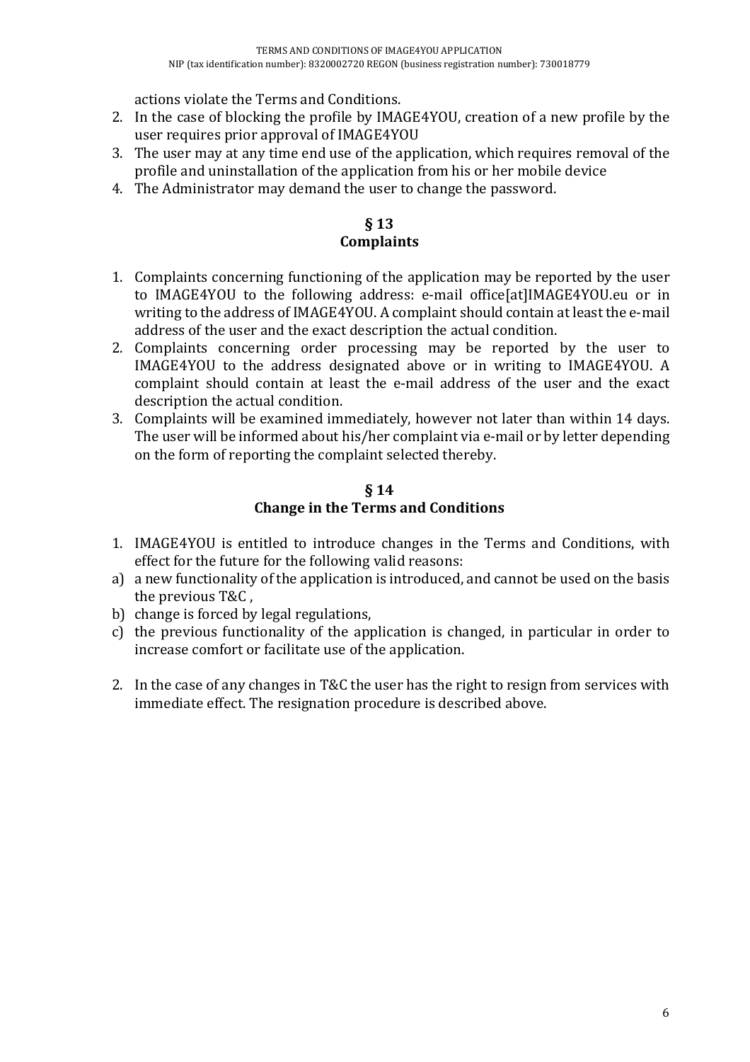actions violate the Terms and Conditions.

2. In the case of blocking the profile by IMAGE4YOU, creation of a new profile by the user requires prior approval of IMAGE4YOU
3. The user may at any time end use of the application, which requires removal of the profile and uninstallation of the application from his or her mobile device
4. The Administrator may demand the user to change the password.

## § 13
## Complaints

1. Complaints concerning functioning of the application may be reported by the user to IMAGE4YOU to the following address: e-mail office[at]IMAGE4YOU.eu or in writing to the address of IMAGE4YOU. A complaint should contain at least the e-mail address of the user and the exact description the actual condition.
2. Complaints concerning order processing may be reported by the user to IMAGE4YOU to the address designated above or in writing to IMAGE4YOU. A complaint should contain at least the e-mail address of the user and the exact description the actual condition.
3. Complaints will be examined immediately, however not later than within 14 days. The user will be informed about his/her complaint via e-mail or by letter depending on the form of reporting the complaint selected thereby.

## § 14
## Change in the Terms and Conditions

1. IMAGE4YOU is entitled to introduce changes in the Terms and Conditions, with effect for the future for the following valid reasons:

a) a new functionality of the application is introduced, and cannot be used on the basis the previous T&C ,

b) change is forced by legal regulations,

c) the previous functionality of the application is changed, in particular in order to increase comfort or facilitate use of the application.

2. In the case of any changes in T&C the user has the right to resign from services with immediate effect. The resignation procedure is described above.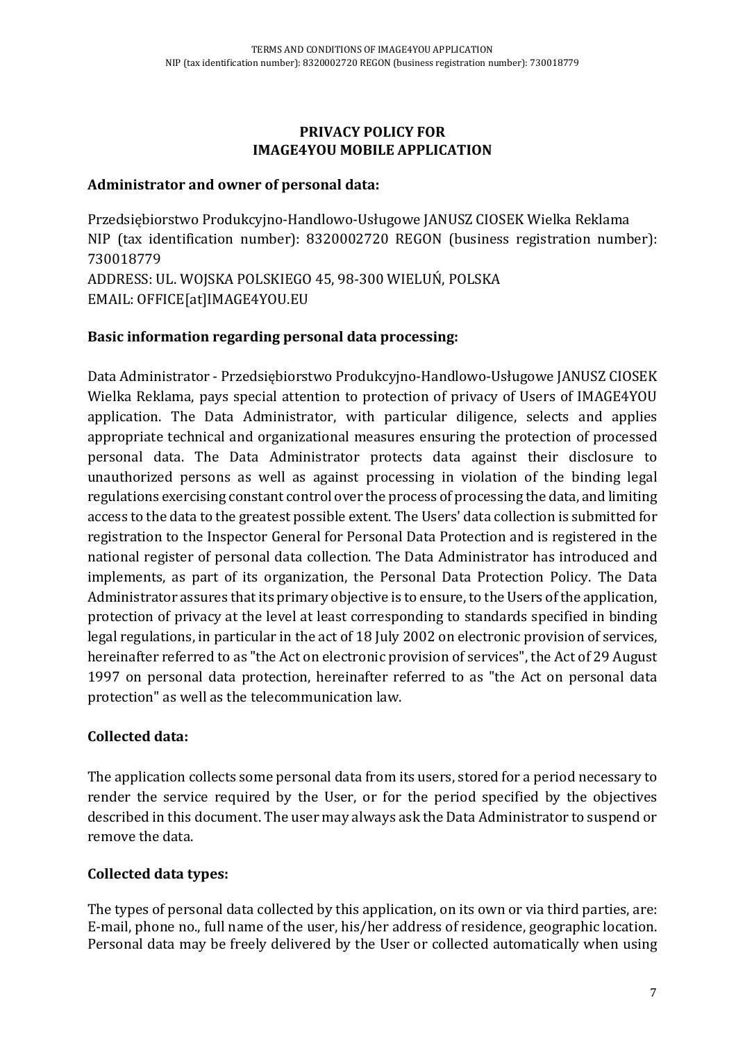# PRIVACY POLICY FOR IMAGE4YOU MOBILE APPLICATION

## Administrator and owner of personal data:

Przedsiębiorstwo Produkcyjno-Handlowo-Usługowe JANUSZ CIOSEK Wielka Reklama
NIP (tax identification number): 8320002720 REGON (business registration number): 730018779
ADDRESS: UL. WOJSKA POLSKIEGO 45, 98-300 WIELUŃ, POLSKA
EMAIL: OFFICE[at]IMAGE4YOU.EU

## Basic information regarding personal data processing:

Data Administrator - Przedsiębiorstwo Produkcyjno-Handlowo-Usługowe JANUSZ CIOSEK Wielka Reklama, pays special attention to protection of privacy of Users of IMAGE4YOU application. The Data Administrator, with particular diligence, selects and applies appropriate technical and organizational measures ensuring the protection of processed personal data. The Data Administrator protects data against their disclosure to unauthorized persons as well as against processing in violation of the binding legal regulations exercising constant control over the process of processing the data, and limiting access to the data to the greatest possible extent. The Users' data collection is submitted for registration to the Inspector General for Personal Data Protection and is registered in the national register of personal data collection. The Data Administrator has introduced and implements, as part of its organization, the Personal Data Protection Policy. The Data Administrator assures that its primary objective is to ensure, to the Users of the application, protection of privacy at the level at least corresponding to standards specified in binding legal regulations, in particular in the act of 18 July 2002 on electronic provision of services, hereinafter referred to as "the Act on electronic provision of services", the Act of 29 August 1997 on personal data protection, hereinafter referred to as "the Act on personal data protection" as well as the telecommunication law.

## Collected data:

The application collects some personal data from its users, stored for a period necessary to render the service required by the User, or for the period specified by the objectives described in this document. The user may always ask the Data Administrator to suspend or remove the data.

## Collected data types:

The types of personal data collected by this application, on its own or via third parties, are: E-mail, phone no., full name of the user, his/her address of residence, geographic location. Personal data may be freely delivered by the User or collected automatically when using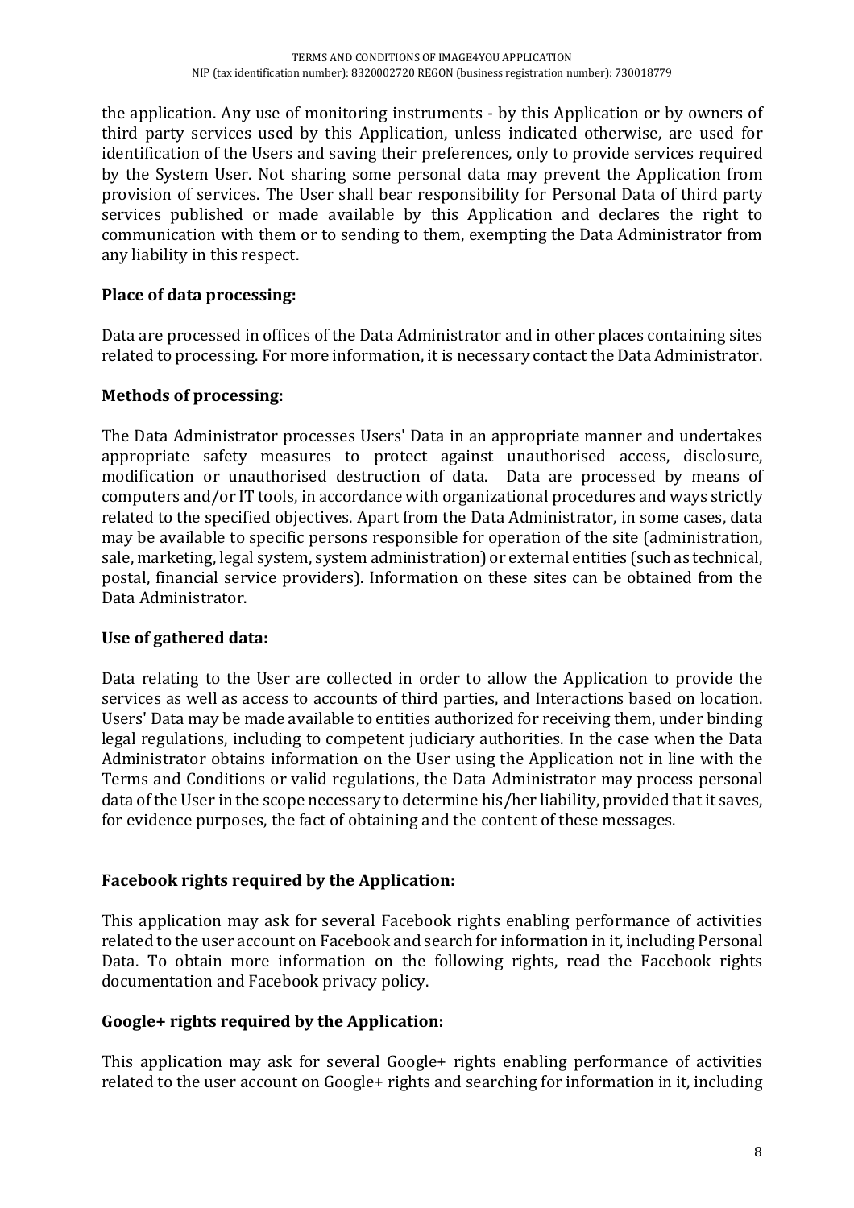the application. Any use of monitoring instruments - by this Application or by owners of third party services used by this Application, unless indicated otherwise, are used for identification of the Users and saving their preferences, only to provide services required by the System User. Not sharing some personal data may prevent the Application from provision of services. The User shall bear responsibility for Personal Data of third party services published or made available by this Application and declares the right to communication with them or to sending to them, exempting the Data Administrator from any liability in this respect.

**Place of data processing:**

Data are processed in offices of the Data Administrator and in other places containing sites related to processing. For more information, it is necessary contact the Data Administrator.

**Methods of processing:**

The Data Administrator processes Users' Data in an appropriate manner and undertakes appropriate safety measures to protect against unauthorised access, disclosure, modification or unauthorised destruction of data. Data are processed by means of computers and/or IT tools, in accordance with organizational procedures and ways strictly related to the specified objectives. Apart from the Data Administrator, in some cases, data may be available to specific persons responsible for operation of the site (administration, sale, marketing, legal system, system administration) or external entities (such as technical, postal, financial service providers). Information on these sites can be obtained from the Data Administrator.

**Use of gathered data:**

Data relating to the User are collected in order to allow the Application to provide the services as well as access to accounts of third parties, and Interactions based on location. Users' Data may be made available to entities authorized for receiving them, under binding legal regulations, including to competent judiciary authorities. In the case when the Data Administrator obtains information on the User using the Application not in line with the Terms and Conditions or valid regulations, the Data Administrator may process personal data of the User in the scope necessary to determine his/her liability, provided that it saves, for evidence purposes, the fact of obtaining and the content of these messages.

**Facebook rights required by the Application:**

This application may ask for several Facebook rights enabling performance of activities related to the user account on Facebook and search for information in it, including Personal Data. To obtain more information on the following rights, read the Facebook rights documentation and Facebook privacy policy.

**Google+ rights required by the Application:**

This application may ask for several Google+ rights enabling performance of activities related to the user account on Google+ rights and searching for information in it, including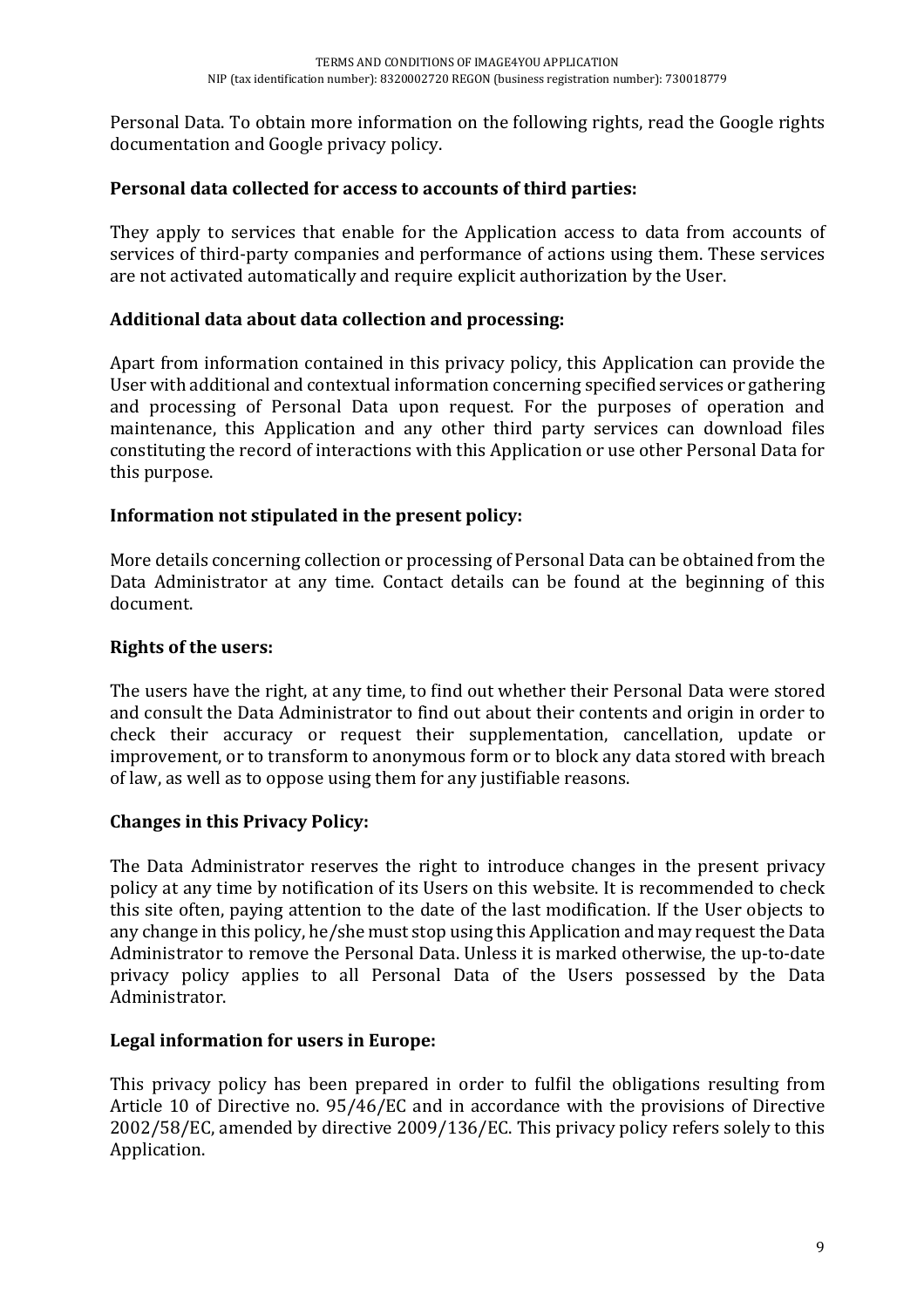Personal Data. To obtain more information on the following rights, read the Google rights documentation and Google privacy policy.

**Personal data collected for access to accounts of third parties:**

They apply to services that enable for the Application access to data from accounts of services of third-party companies and performance of actions using them. These services are not activated automatically and require explicit authorization by the User.

**Additional data about data collection and processing:**

Apart from information contained in this privacy policy, this Application can provide the User with additional and contextual information concerning specified services or gathering and processing of Personal Data upon request. For the purposes of operation and maintenance, this Application and any other third party services can download files constituting the record of interactions with this Application or use other Personal Data for this purpose.

**Information not stipulated in the present policy:**

More details concerning collection or processing of Personal Data can be obtained from the Data Administrator at any time. Contact details can be found at the beginning of this document.

**Rights of the users:**

The users have the right, at any time, to find out whether their Personal Data were stored and consult the Data Administrator to find out about their contents and origin in order to check their accuracy or request their supplementation, cancellation, update or improvement, or to transform to anonymous form or to block any data stored with breach of law, as well as to oppose using them for any justifiable reasons.

**Changes in this Privacy Policy:**

The Data Administrator reserves the right to introduce changes in the present privacy policy at any time by notification of its Users on this website. It is recommended to check this site often, paying attention to the date of the last modification. If the User objects to any change in this policy, he/she must stop using this Application and may request the Data Administrator to remove the Personal Data. Unless it is marked otherwise, the up-to-date privacy policy applies to all Personal Data of the Users possessed by the Data Administrator.

**Legal information for users in Europe:**

This privacy policy has been prepared in order to fulfil the obligations resulting from Article 10 of Directive no. 95/46/EC and in accordance with the provisions of Directive 2002/58/EC, amended by directive 2009/136/EC. This privacy policy refers solely to this Application.